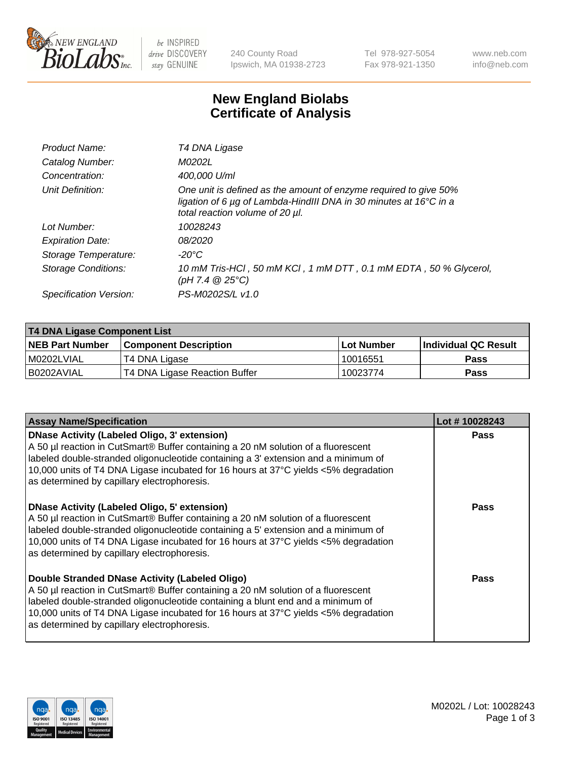240 County Road
Ipswich, MA 01938-2723

Tel 978-927-5054
Fax 978-921-1350

www.neb.com
info@neb.com

# New England Biolabs
# Certificate of Analysis

| | |
|---|---|
| *Product Name:* | *T4 DNA Ligase* |
| *Catalog Number:* | *M0202L* |
| *Concentration:* | *400,000 U/ml* |
| *Unit Definition:* | *One unit is defined as the amount of enzyme required to give 50% ligation of 6 µg of Lambda-HindIII DNA in 30 minutes at 16°C in a total reaction volume of 20 µl.* |
| *Lot Number:* | *10028243* |
| *Expiration Date:* | *08/2020* |
| *Storage Temperature:* | *-20°C* |
| *Storage Conditions:* | *10 mM Tris-HCl , 50 mM KCl , 1 mM DTT , 0.1 mM EDTA , 50 % Glycerol, (pH 7.4 @ 25°C)* |
| *Specification Version:* | *PS-M0202S/L v1.0* |

| T4 DNA Ligase Component List | | | |
|---|---|---|---|
| **NEB Part Number** | **Component Description** | **Lot Number** | **Individual QC Result** |
| M0202LVIAL | T4 DNA Ligase | 10016551 | **Pass** |
| B0202AVIAL | T4 DNA Ligase Reaction Buffer | 10023774 | **Pass** |

| Assay Name/Specification | Lot # 10028243 |
|---|---|
| **DNase Activity (Labeled Oligo, 3' extension)** A 50 µl reaction in CutSmart® Buffer containing a 20 nM solution of a fluorescent labeled double-stranded oligonucleotide containing a 3' extension and a minimum of 10,000 units of T4 DNA Ligase incubated for 16 hours at 37°C yields <5% degradation as determined by capillary electrophoresis. | **Pass** |
| **DNase Activity (Labeled Oligo, 5' extension)** A 50 µl reaction in CutSmart® Buffer containing a 20 nM solution of a fluorescent labeled double-stranded oligonucleotide containing a 5' extension and a minimum of 10,000 units of T4 DNA Ligase incubated for 16 hours at 37°C yields <5% degradation as determined by capillary electrophoresis. | **Pass** |
| **Double Stranded DNase Activity (Labeled Oligo)** A 50 µl reaction in CutSmart® Buffer containing a 20 nM solution of a fluorescent labeled double-stranded oligonucleotide containing a blunt end and a minimum of 10,000 units of T4 DNA Ligase incubated for 16 hours at 37°C yields <5% degradation as determined by capillary electrophoresis. | **Pass** |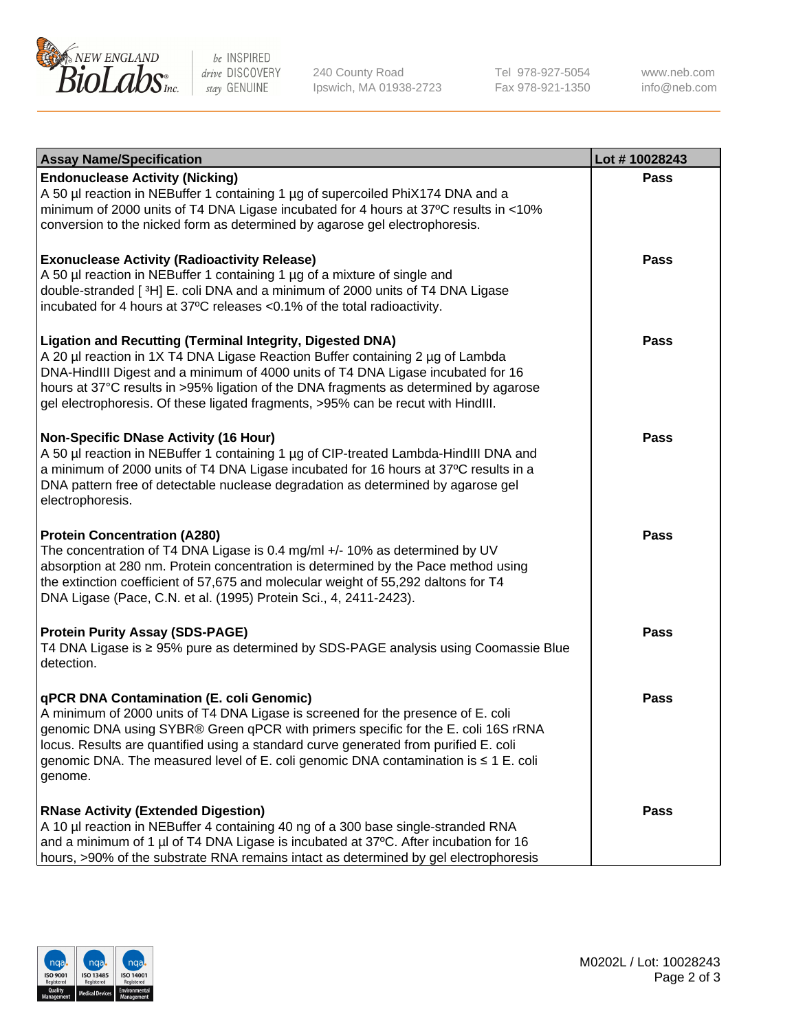| Assay Name/Specification | Lot # 10028243 |
|---|---|
| **Endonuclease Activity (Nicking)**<br>A 50 µl reaction in NEBuffer 1 containing 1 µg of supercoiled PhiX174 DNA and a minimum of 2000 units of T4 DNA Ligase incubated for 4 hours at 37ºC results in <10% conversion to the nicked form as determined by agarose gel electrophoresis. | Pass |
| **Exonuclease Activity (Radioactivity Release)**<br>A 50 µl reaction in NEBuffer 1 containing 1 µg of a mixture of single and double-stranded [ $^{3}$H] E. coli DNA and a minimum of 2000 units of T4 DNA Ligase incubated for 4 hours at 37ºC releases <0.1% of the total radioactivity. | Pass |
| **Ligation and Recutting (Terminal Integrity, Digested DNA)**<br>A 20 µl reaction in 1X T4 DNA Ligase Reaction Buffer containing 2 µg of Lambda DNA-HindIII Digest and a minimum of 4000 units of T4 DNA Ligase incubated for 16 hours at 37°C results in >95% ligation of the DNA fragments as determined by agarose gel electrophoresis. Of these ligated fragments, >95% can be recut with HindIII. | Pass |
| **Non-Specific DNase Activity (16 Hour)**<br>A 50 µl reaction in NEBuffer 1 containing 1 µg of CIP-treated Lambda-HindIII DNA and a minimum of 2000 units of T4 DNA Ligase incubated for 16 hours at 37ºC results in a DNA pattern free of detectable nuclease degradation as determined by agarose gel electrophoresis. | Pass |
| **Protein Concentration (A280)**<br>The concentration of T4 DNA Ligase is 0.4 mg/ml +/- 10% as determined by UV absorption at 280 nm. Protein concentration is determined by the Pace method using the extinction coefficient of 57,675 and molecular weight of 55,292 daltons for T4 DNA Ligase (Pace, C.N. et al. (1995) Protein Sci., 4, 2411-2423). | Pass |
| **Protein Purity Assay (SDS-PAGE)**<br>T4 DNA Ligase is ≥ 95% pure as determined by SDS-PAGE analysis using Coomassie Blue detection. | Pass |
| **qPCR DNA Contamination (E. coli Genomic)**<br>A minimum of 2000 units of T4 DNA Ligase is screened for the presence of E. coli genomic DNA using SYBR® Green qPCR with primers specific for the E. coli 16S rRNA locus. Results are quantified using a standard curve generated from purified E. coli genomic DNA. The measured level of E. coli genomic DNA contamination is ≤ 1 E. coli genome. | Pass |
| **RNase Activity (Extended Digestion)**<br>A 10 µl reaction in NEBuffer 4 containing 40 ng of a 300 base single-stranded RNA and a minimum of 1 µl of T4 DNA Ligase is incubated at 37ºC. After incubation for 16 hours, >90% of the substrate RNA remains intact as determined by gel electrophoresis | Pass |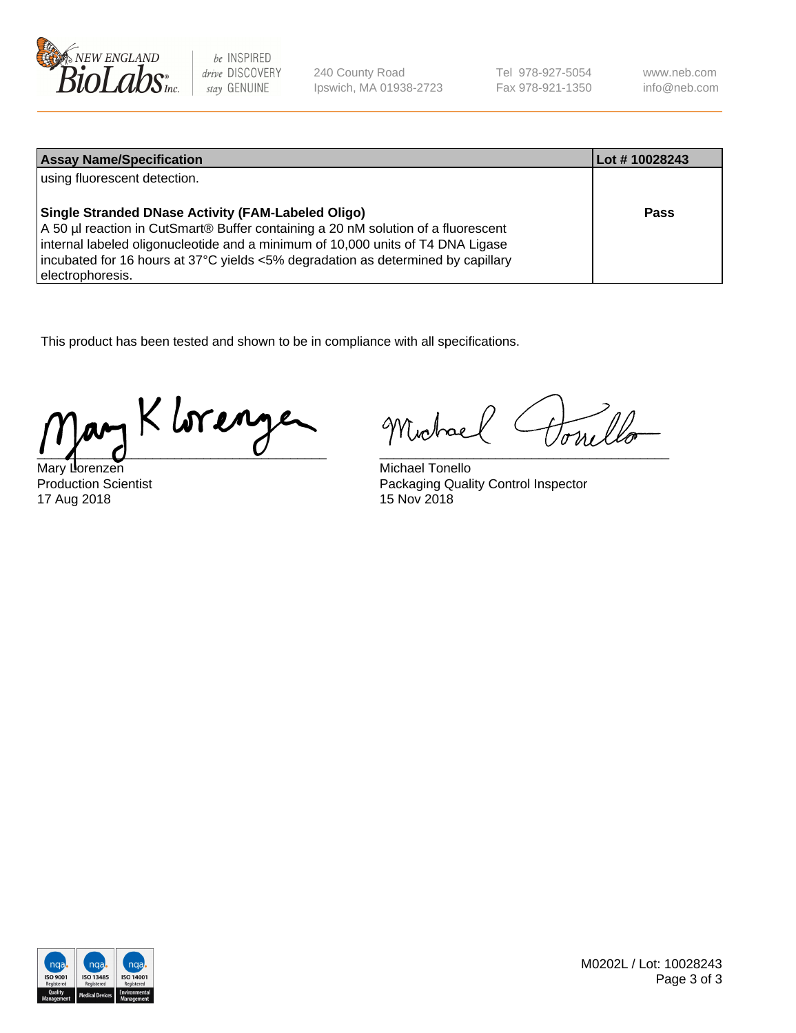240 County Road
Ipswich, MA 01938-2723

Tel 978-927-5054
Fax 978-921-1350

www.neb.com
info@neb.com

| Assay Name/Specification | Lot # 10028243 |
|---|---|
| using fluorescent detection. | |
| **Single Stranded DNase Activity (FAM-Labeled Oligo)**<br>A 50 µl reaction in CutSmart® Buffer containing a 20 nM solution of a fluorescent internal labeled oligonucleotide and a minimum of 10,000 units of T4 DNA Ligase incubated for 16 hours at 37°C yields <5% degradation as determined by capillary electrophoresis. | **Pass** |

This product has been tested and shown to be in compliance with all specifications.

Mary Lorenzen
Production Scientist
17 Aug 2018

Michael Tonello
Packaging Quality Control Inspector
15 Nov 2018

M0202L / Lot: 10028243